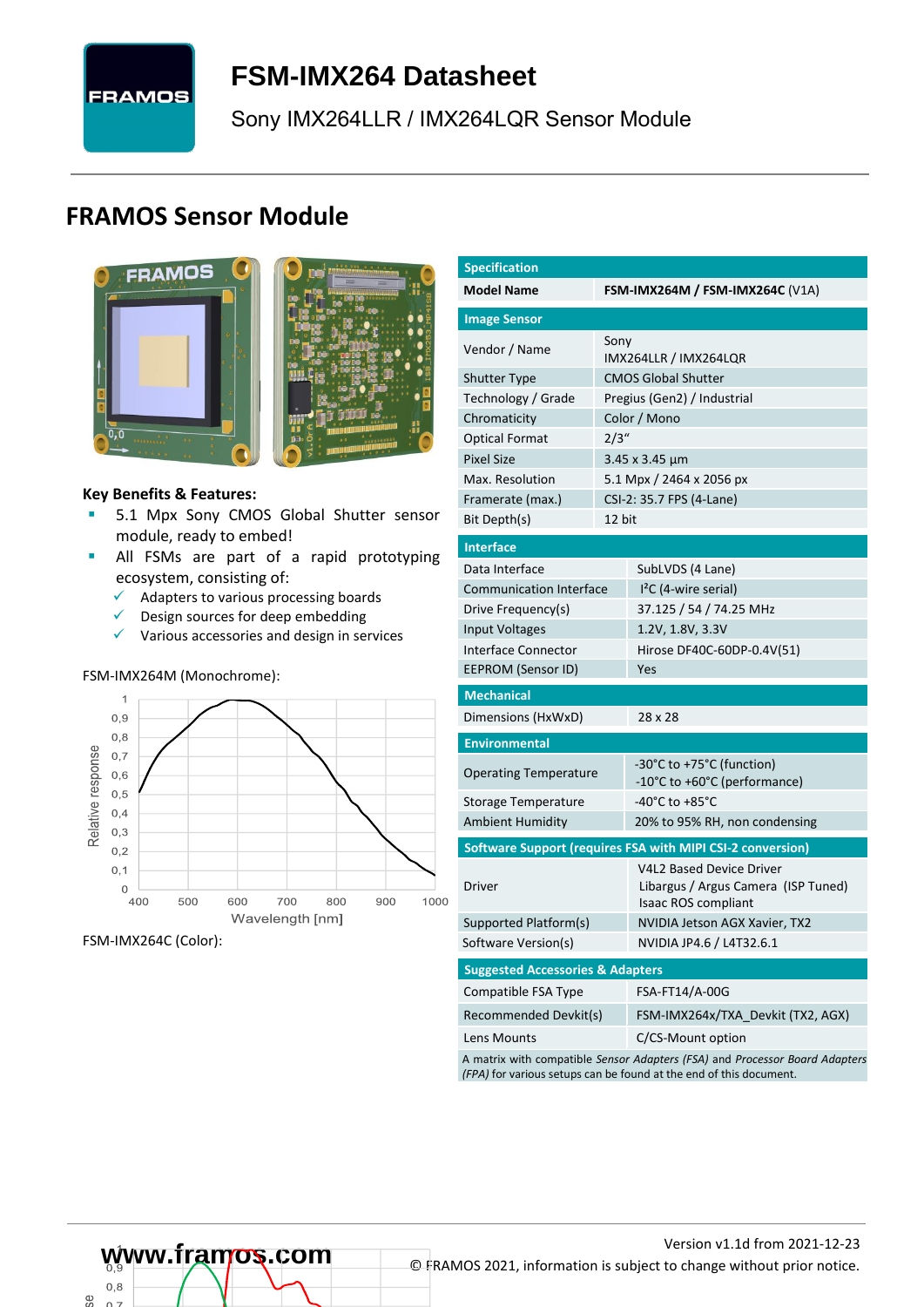# FSM-IMX264 Datasheet

Sony IMX264LLR / IMX264LQR Sensor Module

## FRAMOS Sensor Module

**Key Benefits & Features:**

- 5.1 Mpx Sony CMOS Global Shutter sensor module, ready to embed!
- All FSMs are part of a rapid prototyping ecosystem, consisting of:
  - ✓ Adapters to various processing boards
  - ✓ Design sources for deep embedding
  - ✓ Various accessories and design in services

FSM-IMX264M (Monochrome):

FSM-IMX264C (Color):

| Specification | |
|---|---|
| **Model Name** | **FSM-IMX264M / FSM-IMX264C** (V1A) |
| **Image Sensor** | |
| Vendor / Name | Sony IMX264LLR / IMX264LQR |
| Shutter Type | CMOS Global Shutter |
| Technology / Grade | Pregius (Gen2) / Industrial |
| Chromaticity | Color / Mono |
| Optical Format | 2/3“ |
| Pixel Size | 3.45 x 3.45 µm |
| Max. Resolution | 5.1 Mpx / 2464 x 2056 px |
| Framerate (max.) | CSI-2: 35.7 FPS (4-Lane) |
| Bit Depth(s) | 12 bit |
| **Interface** | |
| Data Interface | SubLVDS (4 Lane) |
| Communication Interface | I²C (4-wire serial) |
| Drive Frequency(s) | 37.125 / 54 / 74.25 MHz |
| Input Voltages | 1.2V, 1.8V, 3.3V |
| Interface Connector | Hirose DF40C-60DP-0.4V(51) |
| EEPROM (Sensor ID) | Yes |
| **Mechanical** | |
| Dimensions (HxWxD) | 28 x 28 |
| **Environmental** | |
| Operating Temperature | -30°C to +75°C (function)<br>-10°C to +60°C (performance) |
| Storage Temperature | -40°C to +85°C |
| Ambient Humidity | 20% to 95% RH, non condensing |
| **Software Support (requires FSA with MIPI CSI-2 conversion)** | |
| Driver | V4L2 Based Device Driver<br>Libargus / Argus Camera (ISP Tuned)<br>Isaac ROS compliant |
| Supported Platform(s) | NVIDIA Jetson AGX Xavier, TX2 |
| Software Version(s) | NVIDIA JP4.6 / L4T32.6.1 |
| **Suggested Accessories & Adapters** | |
| Compatible FSA Type | FSA-FT14/A-00G |
| Recommended Devkit(s) | FSM-IMX264x/TXA_Devkit (TX2, AGX) |
| Lens Mounts | C/CS-Mount option |

A matrix with compatible *Sensor Adapters (FSA)* and *Processor Board Adapters (FPA)* for various setups can be found at the end of this document.

www.framos.com

Version v1.1d from 2021-12-23

© FRAMOS 2021, information is subject to change without prior notice.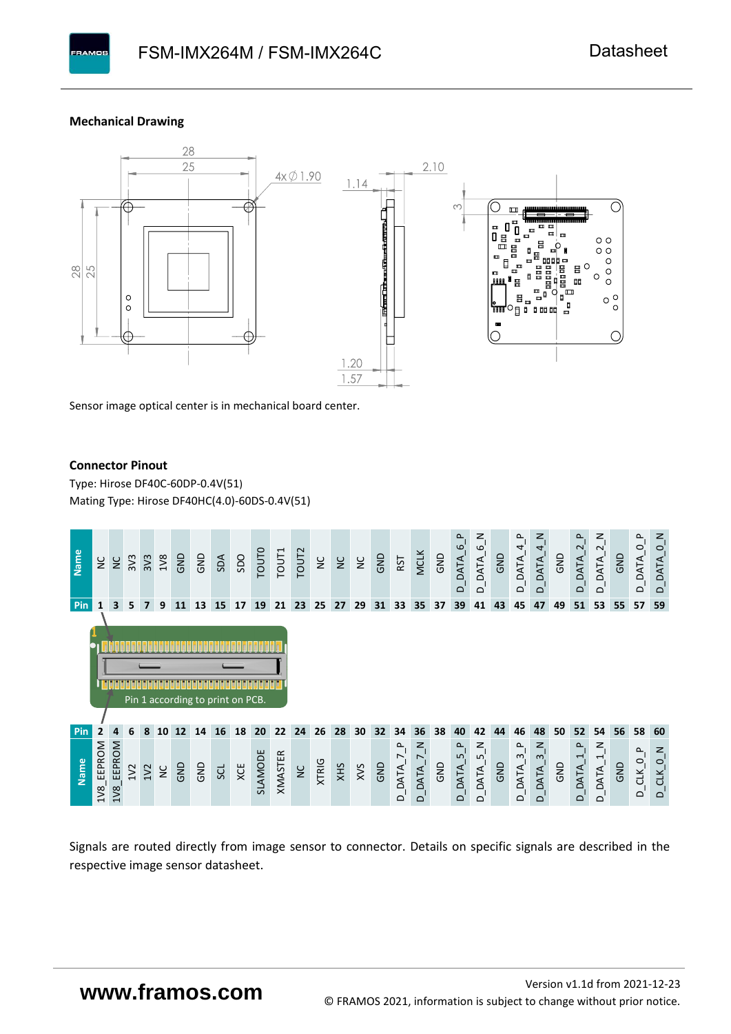### Mechanical Drawing

Sensor image optical center is in mechanical board center.

### Connector Pinout

Type: Hirose DF40C-60DP-0.4V(51)

Mating Type: Hirose DF40HC(4.0)-60DS-0.4V(51)

| Pin | Name | Pin | Name |
|---|---|---|---|
| 1 | NC | 2 | 1V8_EEPROM |
| 3 | NC | 4 | 1V8_EEPROM |
| 5 | 3V3 | 6 | 1V2 |
| 7 | 3V3 | 8 | 1V2 |
| 9 | 1V8 | 10 | NC |
| 11 | GND | 12 | GND |
| 13 | GND | 14 | GND |
| 15 | SDA | 16 | SCL |
| 17 | SDO | 18 | XCE |
| 19 | TOUT0 | 20 | SLAMODE |
| 21 | TOUT1 | 22 | XMASTER |
| 23 | TOUT2 | 24 | NC |
| 25 | NC | 26 | XTRIG |
| 27 | NC | 28 | XHS |
| 29 | NC | 30 | XVS |
| 31 | GND | 32 | GND |
| 33 | RST | 34 | D_DATA_7_P |
| 35 | MCLK | 36 | D_DATA_7_N |
| 37 | GND | 38 | GND |
| 39 | D_DATA_6_P | 40 | D_DATA_5_P |
| 41 | D_DATA_6_N | 42 | D_DATA_5_N |
| 43 | GND | 44 | GND |
| 45 | D_DATA_4_P | 46 | D_DATA_3_P |
| 47 | D_DATA_4_N | 48 | D_DATA_3_N |
| 49 | GND | 50 | GND |
| 51 | D_DATA_2_P | 52 | D_DATA_1_P |
| 53 | D_DATA_2_N | 54 | D_DATA_1_N |
| 55 | GND | 56 | GND |
| 57 | D_DATA_0_P | 58 | D_CLK_0_P |
| 59 | D_DATA_0_N | 60 | D_CLK_0_N |

Pin 1 according to print on PCB.

Signals are routed directly from image sensor to connector. Details on specific signals are described in the respective image sensor datasheet.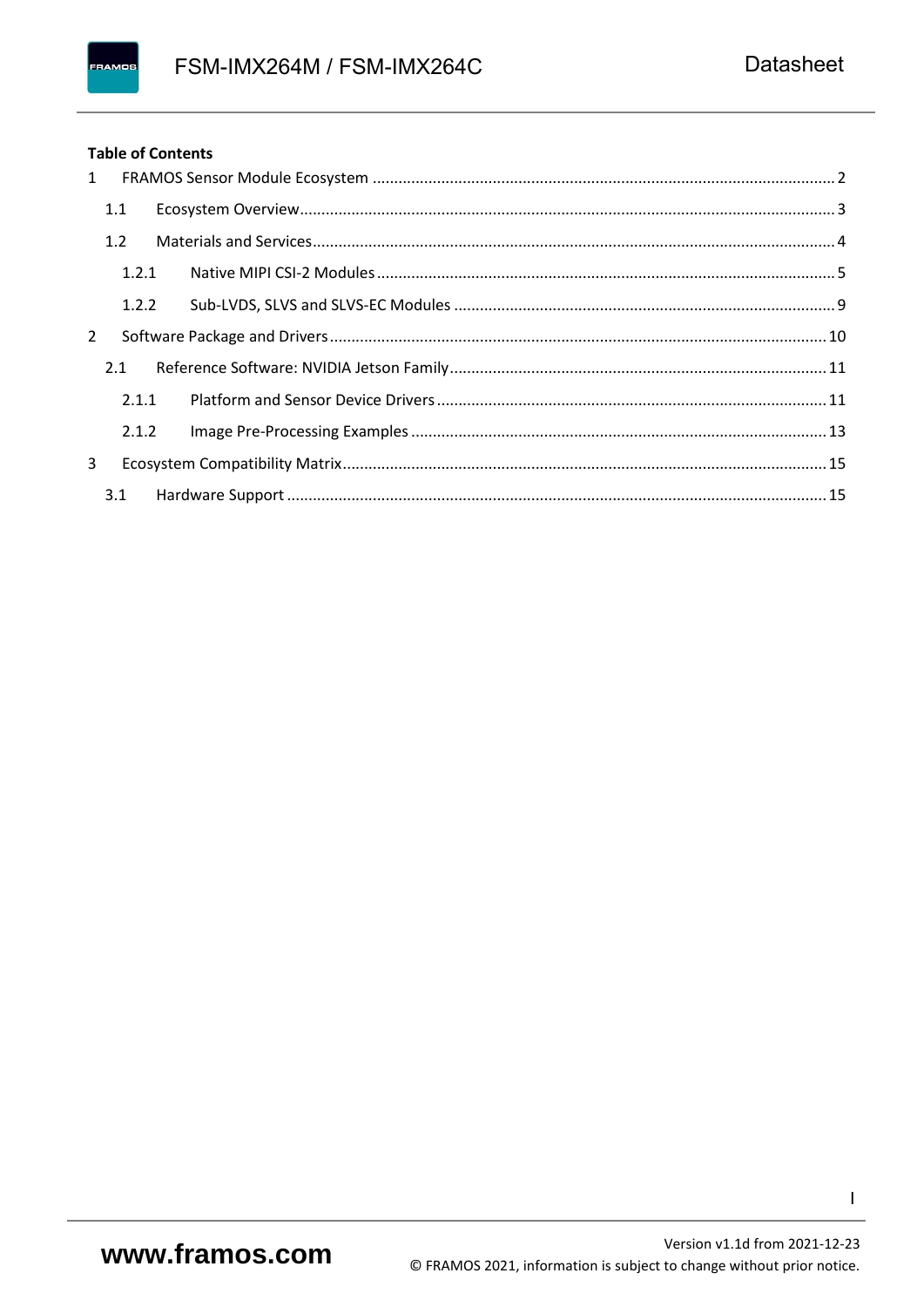**Table of Contents**

1 FRAMOS Sensor Module Ecosystem .......... 2

 1.1 Ecosystem Overview .......... 3

 1.2 Materials and Services .......... 4

  1.2.1 Native MIPI CSI-2 Modules .......... 5

  1.2.2 Sub-LVDS, SLVS and SLVS-EC Modules .......... 9

2 Software Package and Drivers .......... 10

 2.1 Reference Software: NVIDIA Jetson Family .......... 11

  2.1.1 Platform and Sensor Device Drivers .......... 11

  2.1.2 Image Pre-Processing Examples .......... 13

3 Ecosystem Compatibility Matrix .......... 15

 3.1 Hardware Support .......... 15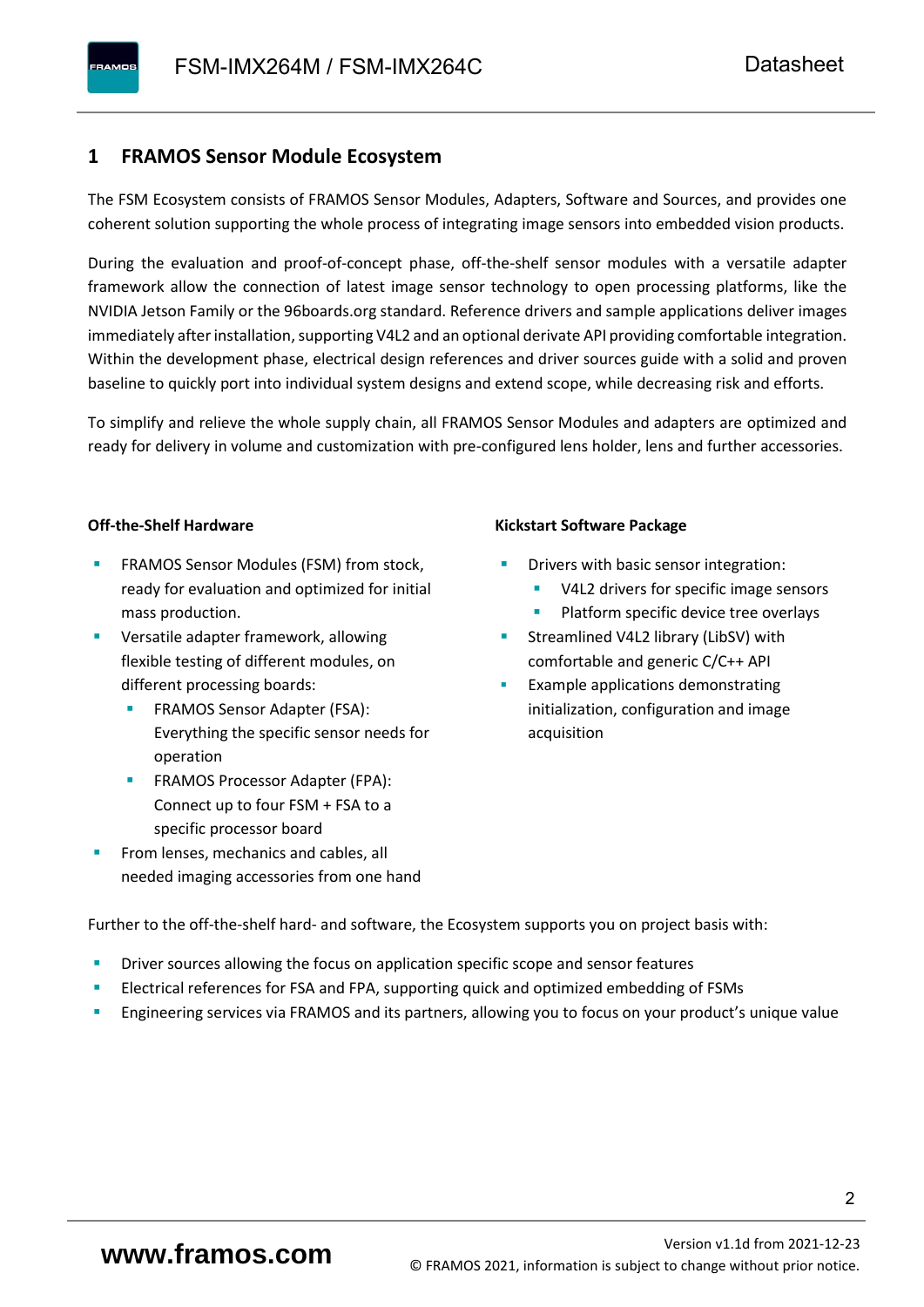# 1 FRAMOS Sensor Module Ecosystem

The FSM Ecosystem consists of FRAMOS Sensor Modules, Adapters, Software and Sources, and provides one coherent solution supporting the whole process of integrating image sensors into embedded vision products.

During the evaluation and proof-of-concept phase, off-the-shelf sensor modules with a versatile adapter framework allow the connection of latest image sensor technology to open processing platforms, like the NVIDIA Jetson Family or the 96boards.org standard. Reference drivers and sample applications deliver images immediately after installation, supporting V4L2 and an optional derivate API providing comfortable integration. Within the development phase, electrical design references and driver sources guide with a solid and proven baseline to quickly port into individual system designs and extend scope, while decreasing risk and efforts.

To simplify and relieve the whole supply chain, all FRAMOS Sensor Modules and adapters are optimized and ready for delivery in volume and customization with pre-configured lens holder, lens and further accessories.

**Off-the-Shelf Hardware**

- FRAMOS Sensor Modules (FSM) from stock, ready for evaluation and optimized for initial mass production.
- Versatile adapter framework, allowing flexible testing of different modules, on different processing boards:
  - FRAMOS Sensor Adapter (FSA): Everything the specific sensor needs for operation
  - FRAMOS Processor Adapter (FPA): Connect up to four FSM + FSA to a specific processor board
- From lenses, mechanics and cables, all needed imaging accessories from one hand

**Kickstart Software Package**

- Drivers with basic sensor integration:
  - V4L2 drivers for specific image sensors
  - Platform specific device tree overlays
- Streamlined V4L2 library (LibSV) with comfortable and generic C/C++ API
- Example applications demonstrating initialization, configuration and image acquisition

Further to the off-the-shelf hard- and software, the Ecosystem supports you on project basis with:

- Driver sources allowing the focus on application specific scope and sensor features
- Electrical references for FSA and FPA, supporting quick and optimized embedding of FSMs
- Engineering services via FRAMOS and its partners, allowing you to focus on your product's unique value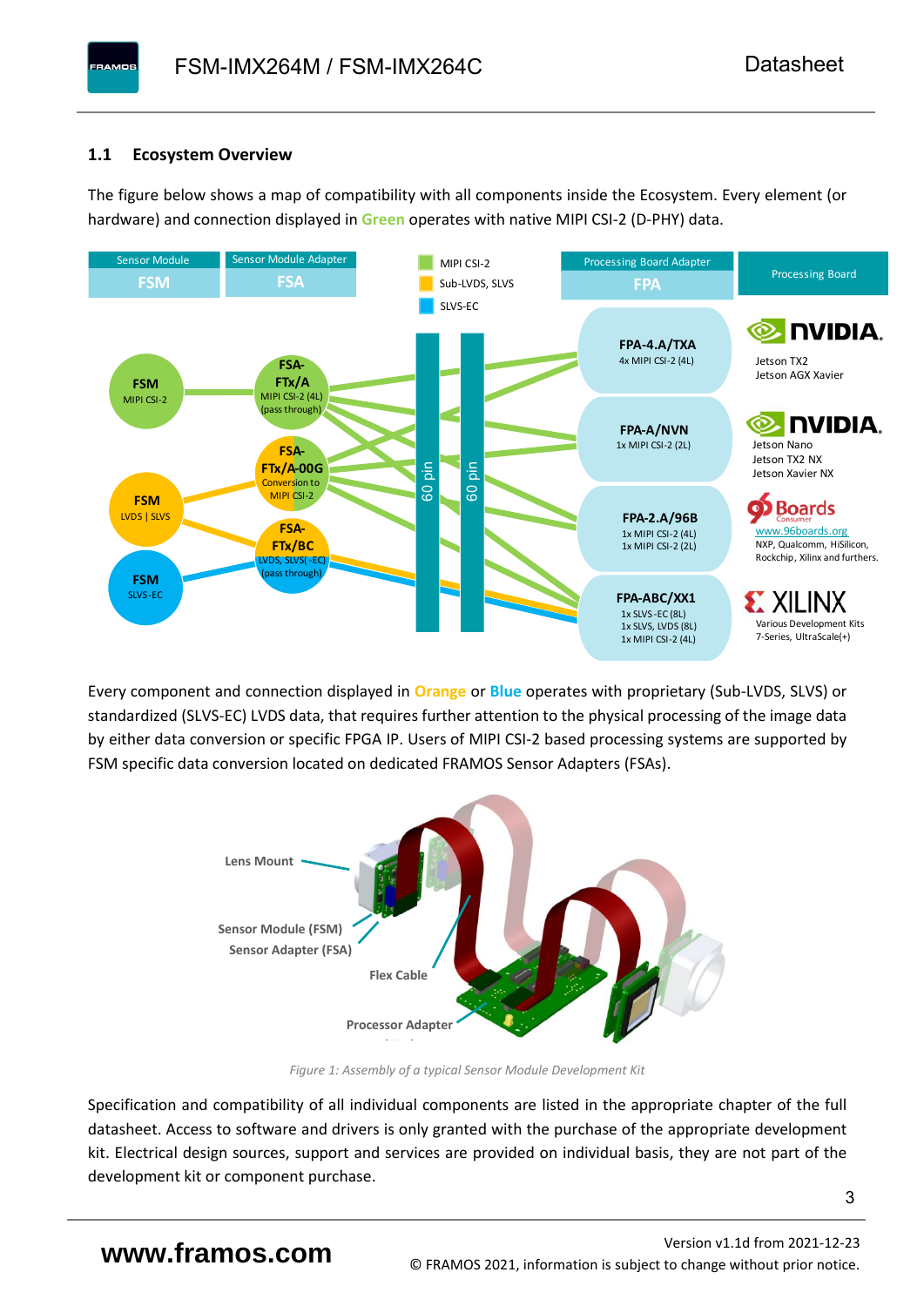## 1.1 Ecosystem Overview

The figure below shows a map of compatibility with all components inside the Ecosystem. Every element (or hardware) and connection displayed in **Green** operates with native MIPI CSI-2 (D-PHY) data.

Every component and connection displayed in **Orange** or **Blue** operates with proprietary (Sub-LVDS, SLVS) or standardized (SLVS-EC) LVDS data, that requires further attention to the physical processing of the image data by either data conversion or specific FPGA IP. Users of MIPI CSI-2 based processing systems are supported by FSM specific data conversion located on dedicated FRAMOS Sensor Adapters (FSAs).

*Figure 1: Assembly of a typical Sensor Module Development Kit*

Specification and compatibility of all individual components are listed in the appropriate chapter of the full datasheet. Access to software and drivers is only granted with the purchase of the appropriate development kit. Electrical design sources, support and services are provided on individual basis, they are not part of the development kit or component purchase.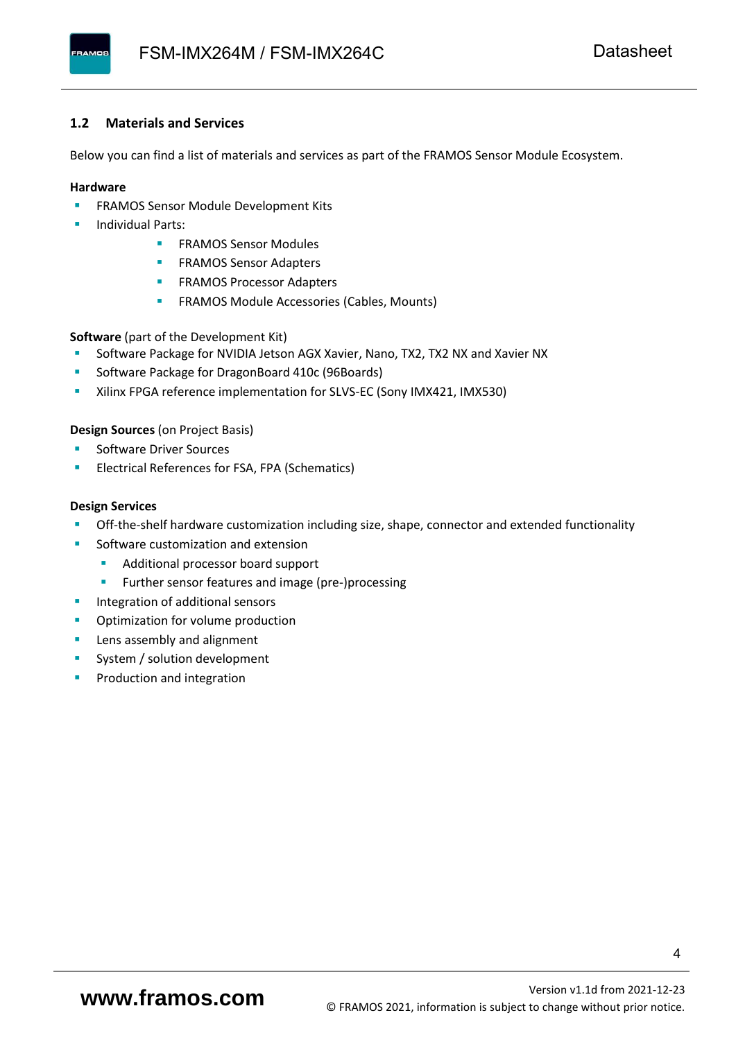## 1.2 Materials and Services

Below you can find a list of materials and services as part of the FRAMOS Sensor Module Ecosystem.

**Hardware**

- FRAMOS Sensor Module Development Kits
- Individual Parts:
  - FRAMOS Sensor Modules
  - FRAMOS Sensor Adapters
  - FRAMOS Processor Adapters
  - FRAMOS Module Accessories (Cables, Mounts)

**Software** (part of the Development Kit)

- Software Package for NVIDIA Jetson AGX Xavier, Nano, TX2, TX2 NX and Xavier NX
- Software Package for DragonBoard 410c (96Boards)
- Xilinx FPGA reference implementation for SLVS-EC (Sony IMX421, IMX530)

**Design Sources** (on Project Basis)

- Software Driver Sources
- Electrical References for FSA, FPA (Schematics)

**Design Services**

- Off-the-shelf hardware customization including size, shape, connector and extended functionality
- Software customization and extension
  - Additional processor board support
  - Further sensor features and image (pre-)processing
- Integration of additional sensors
- Optimization for volume production
- Lens assembly and alignment
- System / solution development
- Production and integration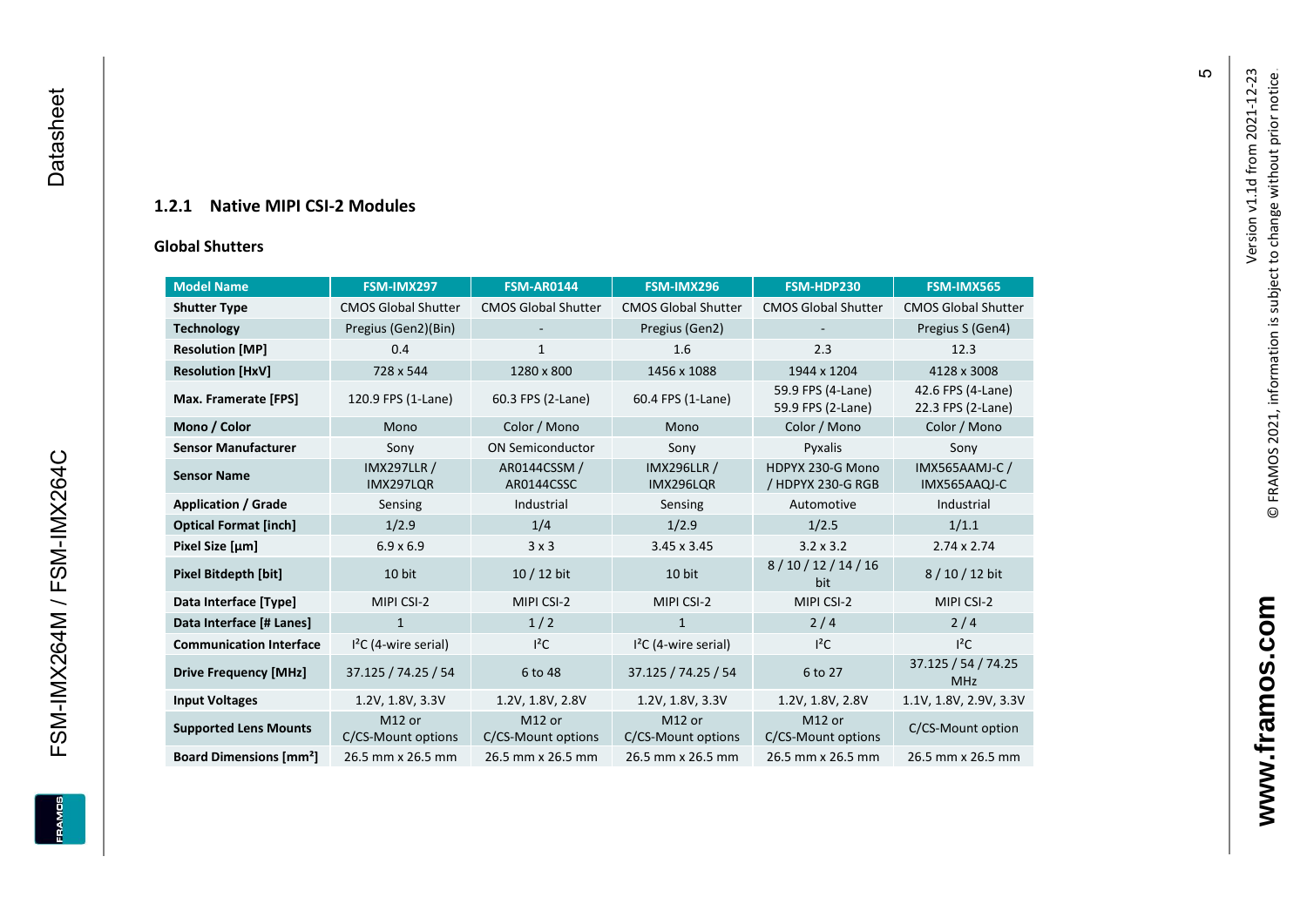### 1.2.1 Native MIPI CSI-2 Modules

**Global Shutters**

| Model Name | FSM-IMX297 | FSM-AR0144 | FSM-IMX296 | FSM-HDP230 | FSM-IMX565 |
|---|---|---|---|---|---|
| **Shutter Type** | CMOS Global Shutter | CMOS Global Shutter | CMOS Global Shutter | CMOS Global Shutter | CMOS Global Shutter |
| **Technology** | Pregius (Gen2)(Bin) | - | Pregius (Gen2) | - | Pregius S (Gen4) |
| **Resolution [MP]** | 0.4 | 1 | 1.6 | 2.3 | 12.3 |
| **Resolution [HxV]** | 728 x 544 | 1280 x 800 | 1456 x 1088 | 1944 x 1204 | 4128 x 3008 |
| **Max. Framerate [FPS]** | 120.9 FPS (1-Lane) | 60.3 FPS (2-Lane) | 60.4 FPS (1-Lane) | 59.9 FPS (4-Lane) 59.9 FPS (2-Lane) | 42.6 FPS (4-Lane) 22.3 FPS (2-Lane) |
| **Mono / Color** | Mono | Color / Mono | Mono | Color / Mono | Color / Mono |
| **Sensor Manufacturer** | Sony | ON Semiconductor | Sony | Pyxalis | Sony |
| **Sensor Name** | IMX297LLR / IMX297LQR | AR0144CSSM / AR0144CSSC | IMX296LLR / IMX296LQR | HDPYX 230-G Mono / HDPYX 230-G RGB | IMX565AAMJ-C / IMX565AAQJ-C |
| **Application / Grade** | Sensing | Industrial | Sensing | Automotive | Industrial |
| **Optical Format [inch]** | 1/2.9 | 1/4 | 1/2.9 | 1/2.5 | 1/1.1 |
| **Pixel Size [µm]** | 6.9 x 6.9 | 3 x 3 | 3.45 x 3.45 | 3.2 x 3.2 | 2.74 x 2.74 |
| **Pixel Bitdepth [bit]** | 10 bit | 10 / 12 bit | 10 bit | 8 / 10 / 12 / 14 / 16 bit | 8 / 10 / 12 bit |
| **Data Interface [Type]** | MIPI CSI-2 | MIPI CSI-2 | MIPI CSI-2 | MIPI CSI-2 | MIPI CSI-2 |
| **Data Interface [# Lanes]** | 1 | 1 / 2 | 1 | 2 / 4 | 2 / 4 |
| **Communication Interface** | I²C (4-wire serial) | I²C | I²C (4-wire serial) | I²C | I²C |
| **Drive Frequency [MHz]** | 37.125 / 74.25 / 54 | 6 to 48 | 37.125 / 74.25 / 54 | 6 to 27 | 37.125 / 54 / 74.25 MHz |
| **Input Voltages** | 1.2V, 1.8V, 3.3V | 1.2V, 1.8V, 2.8V | 1.2V, 1.8V, 3.3V | 1.2V, 1.8V, 2.8V | 1.1V, 1.8V, 2.9V, 3.3V |
| **Supported Lens Mounts** | M12 or C/CS-Mount options | M12 or C/CS-Mount options | M12 or C/CS-Mount options | M12 or C/CS-Mount options | C/CS-Mount option |
| **Board Dimensions [mm²]** | 26.5 mm x 26.5 mm | 26.5 mm x 26.5 mm | 26.5 mm x 26.5 mm | 26.5 mm x 26.5 mm | 26.5 mm x 26.5 mm |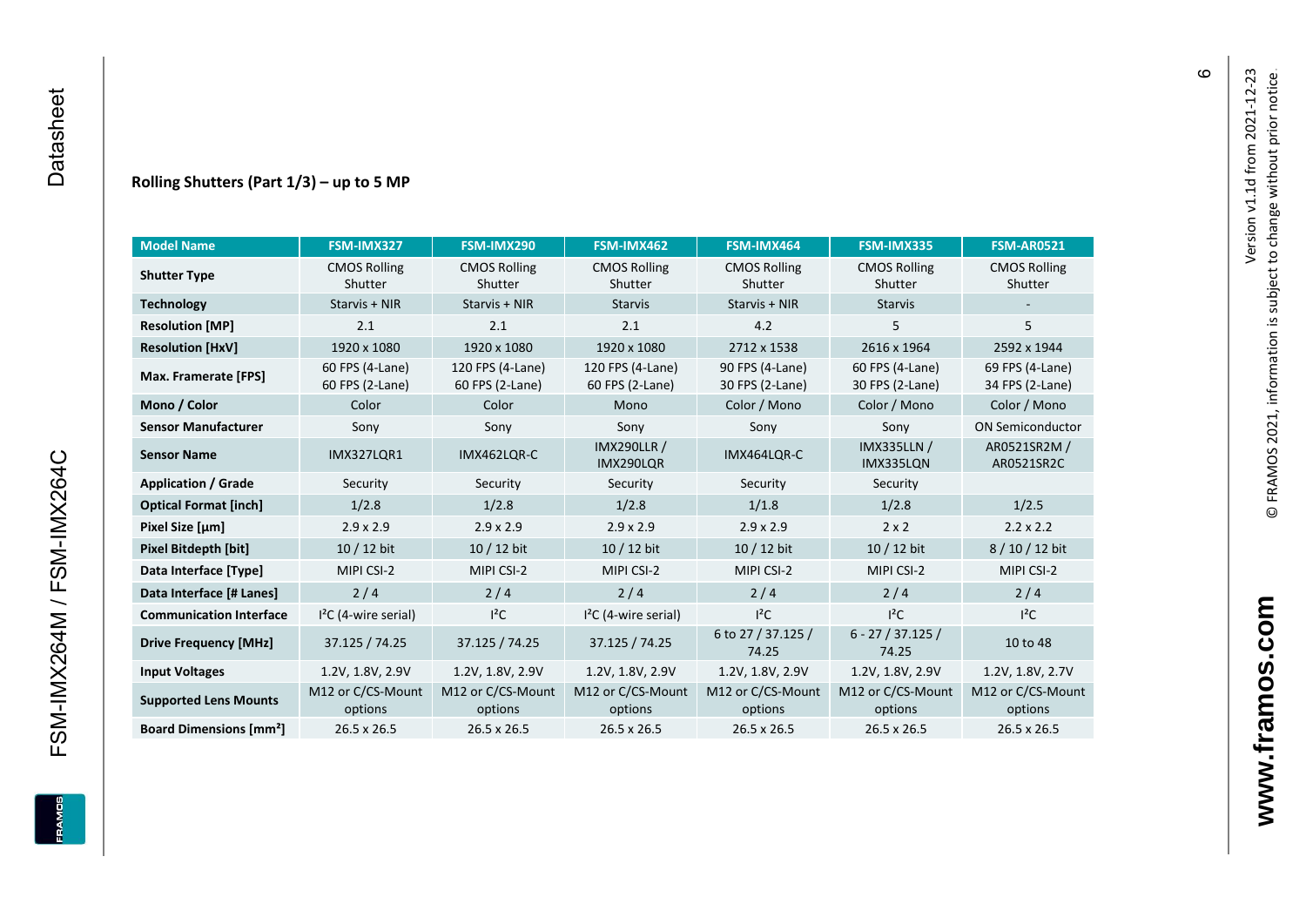**Rolling Shutters (Part 1/3) – up to 5 MP**

| Model Name | FSM-IMX327 | FSM-IMX290 | FSM-IMX462 | FSM-IMX464 | FSM-IMX335 | FSM-AR0521 |
|---|---|---|---|---|---|---|
| **Shutter Type** | CMOS Rolling Shutter | CMOS Rolling Shutter | CMOS Rolling Shutter | CMOS Rolling Shutter | CMOS Rolling Shutter | CMOS Rolling Shutter |
| **Technology** | Starvis + NIR | Starvis + NIR | Starvis | Starvis + NIR | Starvis | - |
| **Resolution [MP]** | 2.1 | 2.1 | 2.1 | 4.2 | 5 | 5 |
| **Resolution [HxV]** | 1920 x 1080 | 1920 x 1080 | 1920 x 1080 | 2712 x 1538 | 2616 x 1964 | 2592 x 1944 |
| **Max. Framerate [FPS]** | 60 FPS (4-Lane) 60 FPS (2-Lane) | 120 FPS (4-Lane) 60 FPS (2-Lane) | 120 FPS (4-Lane) 60 FPS (2-Lane) | 90 FPS (4-Lane) 30 FPS (2-Lane) | 60 FPS (4-Lane) 30 FPS (2-Lane) | 69 FPS (4-Lane) 34 FPS (2-Lane) |
| **Mono / Color** | Color | Color | Mono | Color / Mono | Color / Mono | Color / Mono |
| **Sensor Manufacturer** | Sony | Sony | Sony | Sony | Sony | ON Semiconductor |
| **Sensor Name** | IMX327LQR1 | IMX462LQR-C | IMX290LLR / IMX290LQR | IMX464LQR-C | IMX335LLN / IMX335LQN | AR0521SR2M / AR0521SR2C |
| **Application / Grade** | Security | Security | Security | Security | Security | |
| **Optical Format [inch]** | 1/2.8 | 1/2.8 | 1/2.8 | 1/1.8 | 1/2.8 | 1/2.5 |
| **Pixel Size [µm]** | 2.9 x 2.9 | 2.9 x 2.9 | 2.9 x 2.9 | 2.9 x 2.9 | 2 x 2 | 2.2 x 2.2 |
| **Pixel Bitdepth [bit]** | 10 / 12 bit | 10 / 12 bit | 10 / 12 bit | 10 / 12 bit | 10 / 12 bit | 8 / 10 / 12 bit |
| **Data Interface [Type]** | MIPI CSI-2 | MIPI CSI-2 | MIPI CSI-2 | MIPI CSI-2 | MIPI CSI-2 | MIPI CSI-2 |
| **Data Interface [# Lanes]** | 2 / 4 | 2 / 4 | 2 / 4 | 2 / 4 | 2 / 4 | 2 / 4 |
| **Communication Interface** | I²C (4-wire serial) | I²C | I²C (4-wire serial) | I²C | I²C | I²C |
| **Drive Frequency [MHz]** | 37.125 / 74.25 | 37.125 / 74.25 | 37.125 / 74.25 | 6 to 27 / 37.125 / 74.25 | 6 - 27 / 37.125 / 74.25 | 10 to 48 |
| **Input Voltages** | 1.2V, 1.8V, 2.9V | 1.2V, 1.8V, 2.9V | 1.2V, 1.8V, 2.9V | 1.2V, 1.8V, 2.9V | 1.2V, 1.8V, 2.9V | 1.2V, 1.8V, 2.7V |
| **Supported Lens Mounts** | M12 or C/CS-Mount options | M12 or C/CS-Mount options | M12 or C/CS-Mount options | M12 or C/CS-Mount options | M12 or C/CS-Mount options | M12 or C/CS-Mount options |
| **Board Dimensions [mm²]** | 26.5 x 26.5 | 26.5 x 26.5 | 26.5 x 26.5 | 26.5 x 26.5 | 26.5 x 26.5 | 26.5 x 26.5 |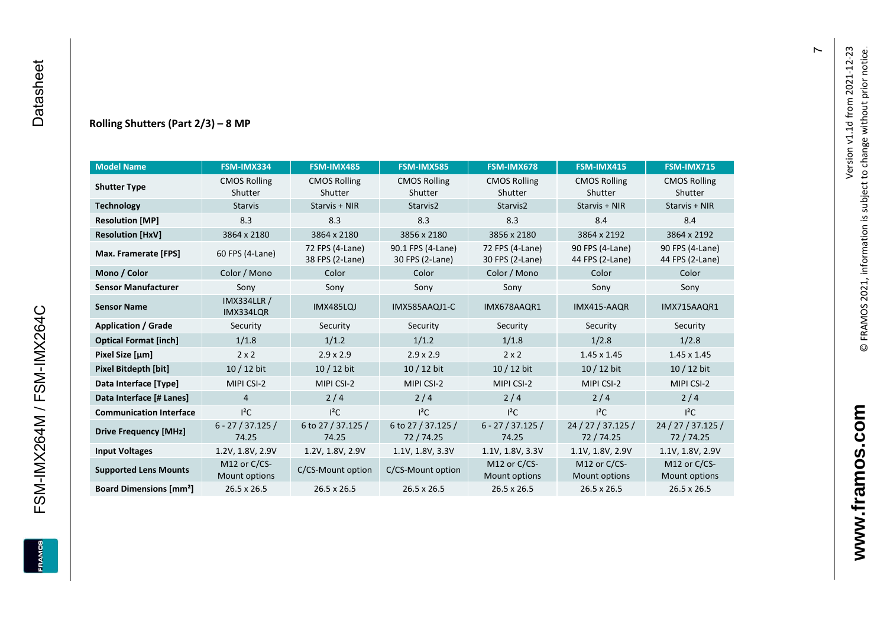**Rolling Shutters (Part 2/3) – 8 MP**

| Model Name | FSM-IMX334 | FSM-IMX485 | FSM-IMX585 | FSM-IMX678 | FSM-IMX415 | FSM-IMX715 |
|---|---|---|---|---|---|---|
| **Shutter Type** | CMOS Rolling Shutter | CMOS Rolling Shutter | CMOS Rolling Shutter | CMOS Rolling Shutter | CMOS Rolling Shutter | CMOS Rolling Shutter |
| **Technology** | Starvis | Starvis + NIR | Starvis2 | Starvis2 | Starvis + NIR | Starvis + NIR |
| **Resolution [MP]** | 8.3 | 8.3 | 8.3 | 8.3 | 8.4 | 8.4 |
| **Resolution [HxV]** | 3864 x 2180 | 3864 x 2180 | 3856 x 2180 | 3856 x 2180 | 3864 x 2192 | 3864 x 2192 |
| **Max. Framerate [FPS]** | 60 FPS (4-Lane) | 72 FPS (4-Lane) 38 FPS (2-Lane) | 90.1 FPS (4-Lane) 30 FPS (2-Lane) | 72 FPS (4-Lane) 30 FPS (2-Lane) | 90 FPS (4-Lane) 44 FPS (2-Lane) | 90 FPS (4-Lane) 44 FPS (2-Lane) |
| **Mono / Color** | Color / Mono | Color | Color | Color / Mono | Color | Color |
| **Sensor Manufacturer** | Sony | Sony | Sony | Sony | Sony | Sony |
| **Sensor Name** | IMX334LLR / IMX334LQR | IMX485LQJ | IMX585AAQJ1-C | IMX678AAQR1 | IMX415-AAQR | IMX715AAQR1 |
| **Application / Grade** | Security | Security | Security | Security | Security | Security |
| **Optical Format [inch]** | 1/1.8 | 1/1.2 | 1/1.2 | 1/1.8 | 1/2.8 | 1/2.8 |
| **Pixel Size [µm]** | 2 x 2 | 2.9 x 2.9 | 2.9 x 2.9 | 2 x 2 | 1.45 x 1.45 | 1.45 x 1.45 |
| **Pixel Bitdepth [bit]** | 10 / 12 bit | 10 / 12 bit | 10 / 12 bit | 10 / 12 bit | 10 / 12 bit | 10 / 12 bit |
| **Data Interface [Type]** | MIPI CSI-2 | MIPI CSI-2 | MIPI CSI-2 | MIPI CSI-2 | MIPI CSI-2 | MIPI CSI-2 |
| **Data Interface [# Lanes]** | 4 | 2 / 4 | 2 / 4 | 2 / 4 | 2 / 4 | 2 / 4 |
| **Communication Interface** | I²C | I²C | I²C | I²C | I²C | I²C |
| **Drive Frequency [MHz]** | 6 - 27 / 37.125 / 74.25 | 6 to 27 / 37.125 / 74.25 | 6 to 27 / 37.125 / 72 / 74.25 | 6 - 27 / 37.125 / 74.25 | 24 / 27 / 37.125 / 72 / 74.25 | 24 / 27 / 37.125 / 72 / 74.25 |
| **Input Voltages** | 1.2V, 1.8V, 2.9V | 1.2V, 1.8V, 2.9V | 1.1V, 1.8V, 3.3V | 1.1V, 1.8V, 3.3V | 1.1V, 1.8V, 2.9V | 1.1V, 1.8V, 2.9V |
| **Supported Lens Mounts** | M12 or C/CS-Mount options | C/CS-Mount option | C/CS-Mount option | M12 or C/CS-Mount options | M12 or C/CS-Mount options | M12 or C/CS-Mount options |
| **Board Dimensions [mm²]** | 26.5 x 26.5 | 26.5 x 26.5 | 26.5 x 26.5 | 26.5 x 26.5 | 26.5 x 26.5 | 26.5 x 26.5 |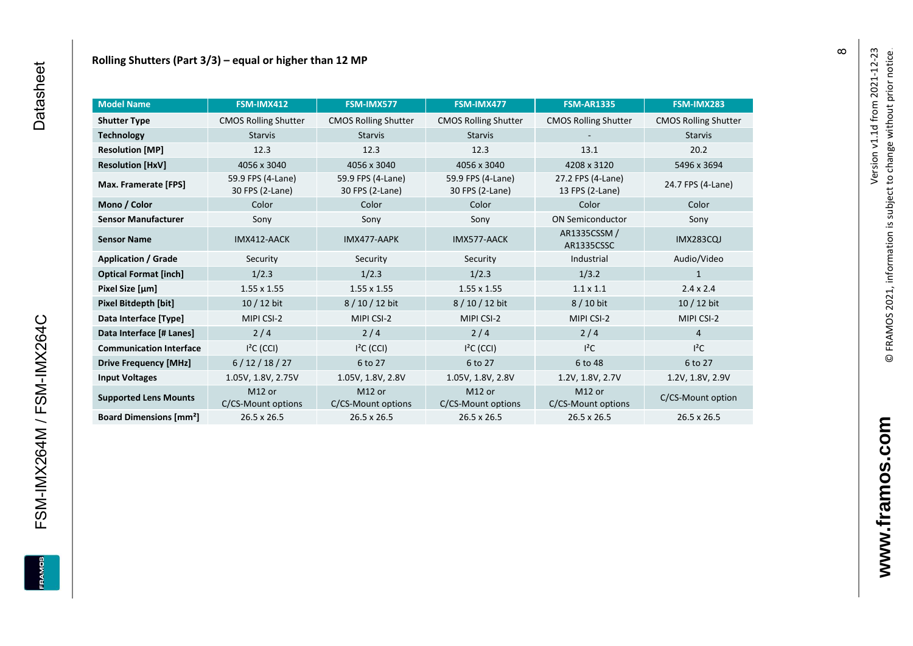## Rolling Shutters (Part 3/3) – equal or higher than 12 MP

| Model Name | FSM-IMX412 | FSM-IMX577 | FSM-IMX477 | FSM-AR1335 | FSM-IMX283 |
|---|---|---|---|---|---|
| **Shutter Type** | CMOS Rolling Shutter | CMOS Rolling Shutter | CMOS Rolling Shutter | CMOS Rolling Shutter | CMOS Rolling Shutter |
| **Technology** | Starvis | Starvis | Starvis | - | Starvis |
| **Resolution [MP]** | 12.3 | 12.3 | 12.3 | 13.1 | 20.2 |
| **Resolution [HxV]** | 4056 x 3040 | 4056 x 3040 | 4056 x 3040 | 4208 x 3120 | 5496 x 3694 |
| **Max. Framerate [FPS]** | 59.9 FPS (4-Lane) 30 FPS (2-Lane) | 59.9 FPS (4-Lane) 30 FPS (2-Lane) | 59.9 FPS (4-Lane) 30 FPS (2-Lane) | 27.2 FPS (4-Lane) 13 FPS (2-Lane) | 24.7 FPS (4-Lane) |
| **Mono / Color** | Color | Color | Color | Color | Color |
| **Sensor Manufacturer** | Sony | Sony | Sony | ON Semiconductor | Sony |
| **Sensor Name** | IMX412-AACK | IMX477-AAPK | IMX577-AACK | AR1335CSSM / AR1335CSSC | IMX283CQJ |
| **Application / Grade** | Security | Security | Security | Industrial | Audio/Video |
| **Optical Format [inch]** | 1/2.3 | 1/2.3 | 1/2.3 | 1/3.2 | 1 |
| **Pixel Size [µm]** | 1.55 x 1.55 | 1.55 x 1.55 | 1.55 x 1.55 | 1.1 x 1.1 | 2.4 x 2.4 |
| **Pixel Bitdepth [bit]** | 10 / 12 bit | 8 / 10 / 12 bit | 8 / 10 / 12 bit | 8 / 10 bit | 10 / 12 bit |
| **Data Interface [Type]** | MIPI CSI-2 | MIPI CSI-2 | MIPI CSI-2 | MIPI CSI-2 | MIPI CSI-2 |
| **Data Interface [# Lanes]** | 2 / 4 | 2 / 4 | 2 / 4 | 2 / 4 | 4 |
| **Communication Interface** | I²C (CCI) | I²C (CCI) | I²C (CCI) | I²C | I²C |
| **Drive Frequency [MHz]** | 6 / 12 / 18 / 27 | 6 to 27 | 6 to 27 | 6 to 48 | 6 to 27 |
| **Input Voltages** | 1.05V, 1.8V, 2.75V | 1.05V, 1.8V, 2.8V | 1.05V, 1.8V, 2.8V | 1.2V, 1.8V, 2.7V | 1.2V, 1.8V, 2.9V |
| **Supported Lens Mounts** | M12 or C/CS-Mount options | M12 or C/CS-Mount options | M12 or C/CS-Mount options | M12 or C/CS-Mount options | C/CS-Mount option |
| **Board Dimensions [mm²]** | 26.5 x 26.5 | 26.5 x 26.5 | 26.5 x 26.5 | 26.5 x 26.5 | 26.5 x 26.5 |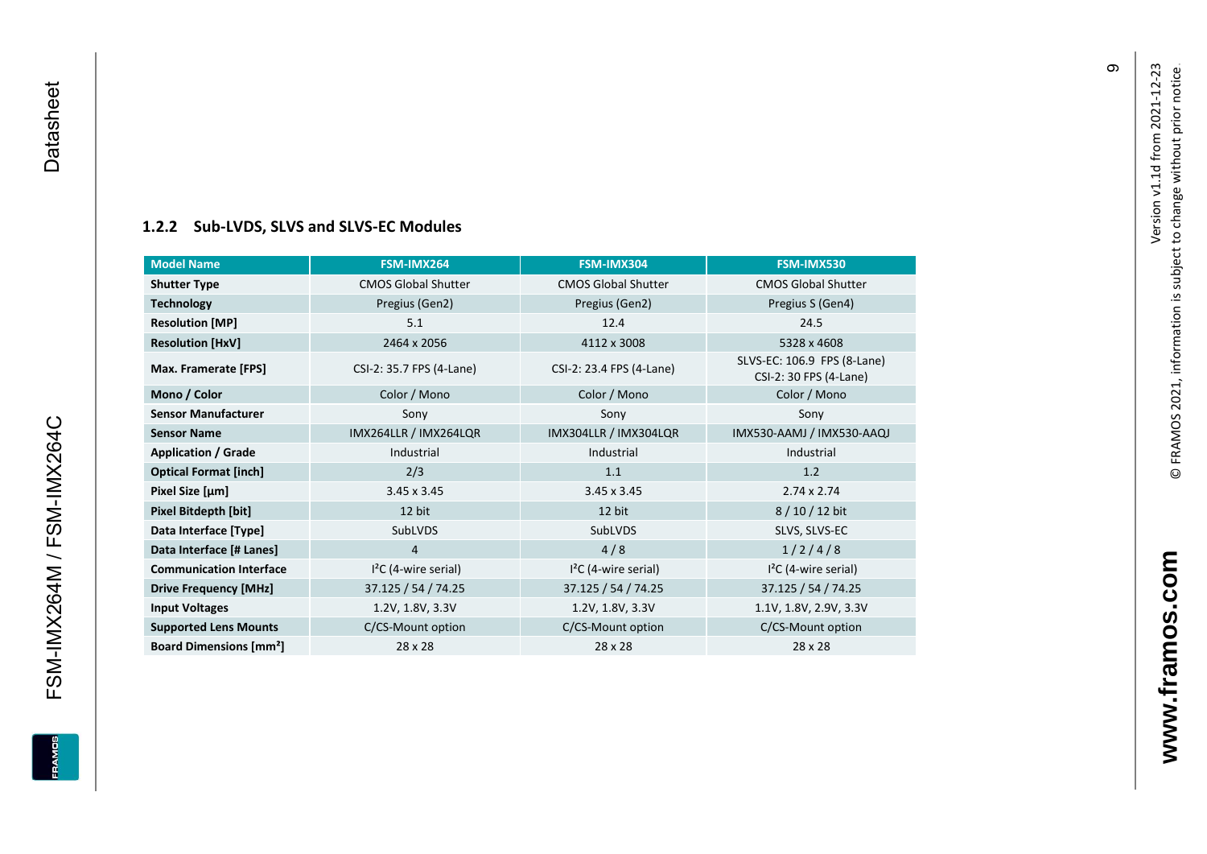### 1.2.2 Sub-LVDS, SLVS and SLVS-EC Modules

| Model Name | FSM-IMX264 | FSM-IMX304 | FSM-IMX530 |
|---|---|---|---|
| **Shutter Type** | CMOS Global Shutter | CMOS Global Shutter | CMOS Global Shutter |
| **Technology** | Pregius (Gen2) | Pregius (Gen2) | Pregius S (Gen4) |
| **Resolution [MP]** | 5.1 | 12.4 | 24.5 |
| **Resolution [HxV]** | 2464 x 2056 | 4112 x 3008 | 5328 x 4608 |
| **Max. Framerate [FPS]** | CSI-2: 35.7 FPS (4-Lane) | CSI-2: 23.4 FPS (4-Lane) | SLVS-EC: 106.9 FPS (8-Lane) CSI-2: 30 FPS (4-Lane) |
| **Mono / Color** | Color / Mono | Color / Mono | Color / Mono |
| **Sensor Manufacturer** | Sony | Sony | Sony |
| **Sensor Name** | IMX264LLR / IMX264LQR | IMX304LLR / IMX304LQR | IMX530-AAMJ / IMX530-AAQJ |
| **Application / Grade** | Industrial | Industrial | Industrial |
| **Optical Format [inch]** | 2/3 | 1.1 | 1.2 |
| **Pixel Size [µm]** | 3.45 x 3.45 | 3.45 x 3.45 | 2.74 x 2.74 |
| **Pixel Bitdepth [bit]** | 12 bit | 12 bit | 8 / 10 / 12 bit |
| **Data Interface [Type]** | SubLVDS | SubLVDS | SLVS, SLVS-EC |
| **Data Interface [# Lanes]** | 4 | 4 / 8 | 1 / 2 / 4 / 8 |
| **Communication Interface** | I²C (4-wire serial) | I²C (4-wire serial) | I²C (4-wire serial) |
| **Drive Frequency [MHz]** | 37.125 / 54 / 74.25 | 37.125 / 54 / 74.25 | 37.125 / 54 / 74.25 |
| **Input Voltages** | 1.2V, 1.8V, 3.3V | 1.2V, 1.8V, 3.3V | 1.1V, 1.8V, 2.9V, 3.3V |
| **Supported Lens Mounts** | C/CS-Mount option | C/CS-Mount option | C/CS-Mount option |
| **Board Dimensions [mm²]** | 28 x 28 | 28 x 28 | 28 x 28 |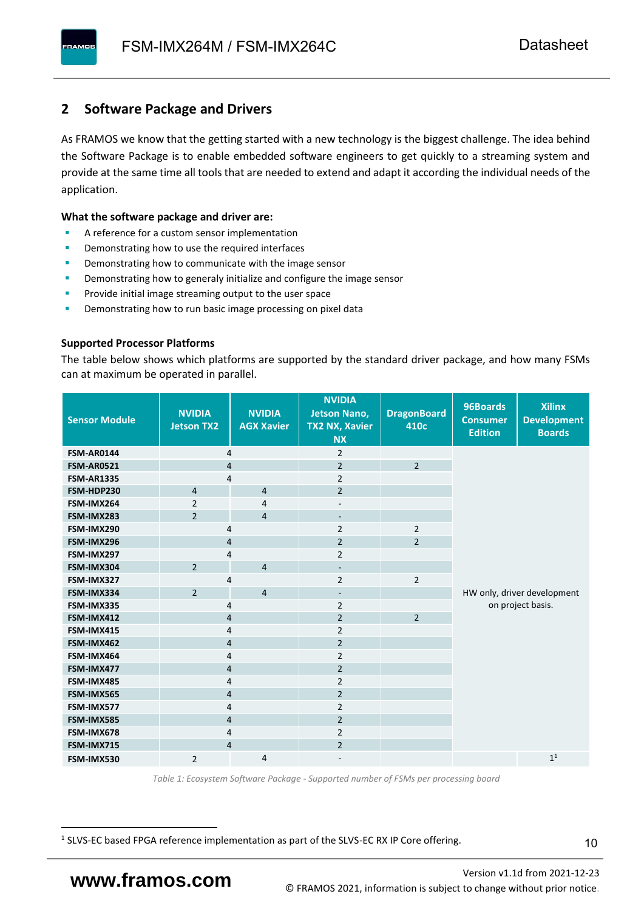## 2 Software Package and Drivers

As FRAMOS we know that the getting started with a new technology is the biggest challenge. The idea behind the Software Package is to enable embedded software engineers to get quickly to a streaming system and provide at the same time all tools that are needed to extend and adapt it according the individual needs of the application.

**What the software package and driver are:**

- A reference for a custom sensor implementation
- Demonstrating how to use the required interfaces
- Demonstrating how to communicate with the image sensor
- Demonstrating how to generaly initialize and configure the image sensor
- Provide initial image streaming output to the user space
- Demonstrating how to run basic image processing on pixel data

**Supported Processor Platforms**

The table below shows which platforms are supported by the standard driver package, and how many FSMs can at maximum be operated in parallel.

| Sensor Module | NVIDIA Jetson TX2 | NVIDIA AGX Xavier | NVIDIA Jetson Nano, TX2 NX, Xavier NX | DragonBoard 410c | 96Boards Consumer Edition | Xilinx Development Boards |
|---|---|---|---|---|---|---|
| FSM-AR0144 | 4 | | 2 | | HW only, driver development on project basis. | |
| FSM-AR0521 | 4 | | 2 | 2 | | |
| FSM-AR1335 | 4 | | 2 | | | |
| FSM-HDP230 | 4 | 4 | 2 | | | |
| FSM-IMX264 | 2 | 4 | - | | | |
| FSM-IMX283 | 2 | 4 | - | | | |
| FSM-IMX290 | 4 | | 2 | 2 | | |
| FSM-IMX296 | 4 | | 2 | 2 | | |
| FSM-IMX297 | 4 | | 2 | | | |
| FSM-IMX304 | 2 | 4 | - | | | |
| FSM-IMX327 | 4 | | 2 | 2 | | |
| FSM-IMX334 | 2 | 4 | - | | | |
| FSM-IMX335 | 4 | | 2 | | | |
| FSM-IMX412 | 4 | | 2 | 2 | | |
| FSM-IMX415 | 4 | | 2 | | | |
| FSM-IMX462 | 4 | | 2 | | | |
| FSM-IMX464 | 4 | | 2 | | | |
| FSM-IMX477 | 4 | | 2 | | | |
| FSM-IMX485 | 4 | | 2 | | | |
| FSM-IMX565 | 4 | | 2 | | | |
| FSM-IMX577 | 4 | | 2 | | | |
| FSM-IMX585 | 4 | | 2 | | | |
| FSM-IMX678 | 4 | | 2 | | | |
| FSM-IMX715 | 4 | | 2 | | | |
| FSM-IMX530 | 2 | 4 | - | | | 1[1] |

*Table 1: Ecosystem Software Package - Supported number of FSMs per processing board*

[1] SLVS-EC based FPGA reference implementation as part of the SLVS-EC RX IP Core offering.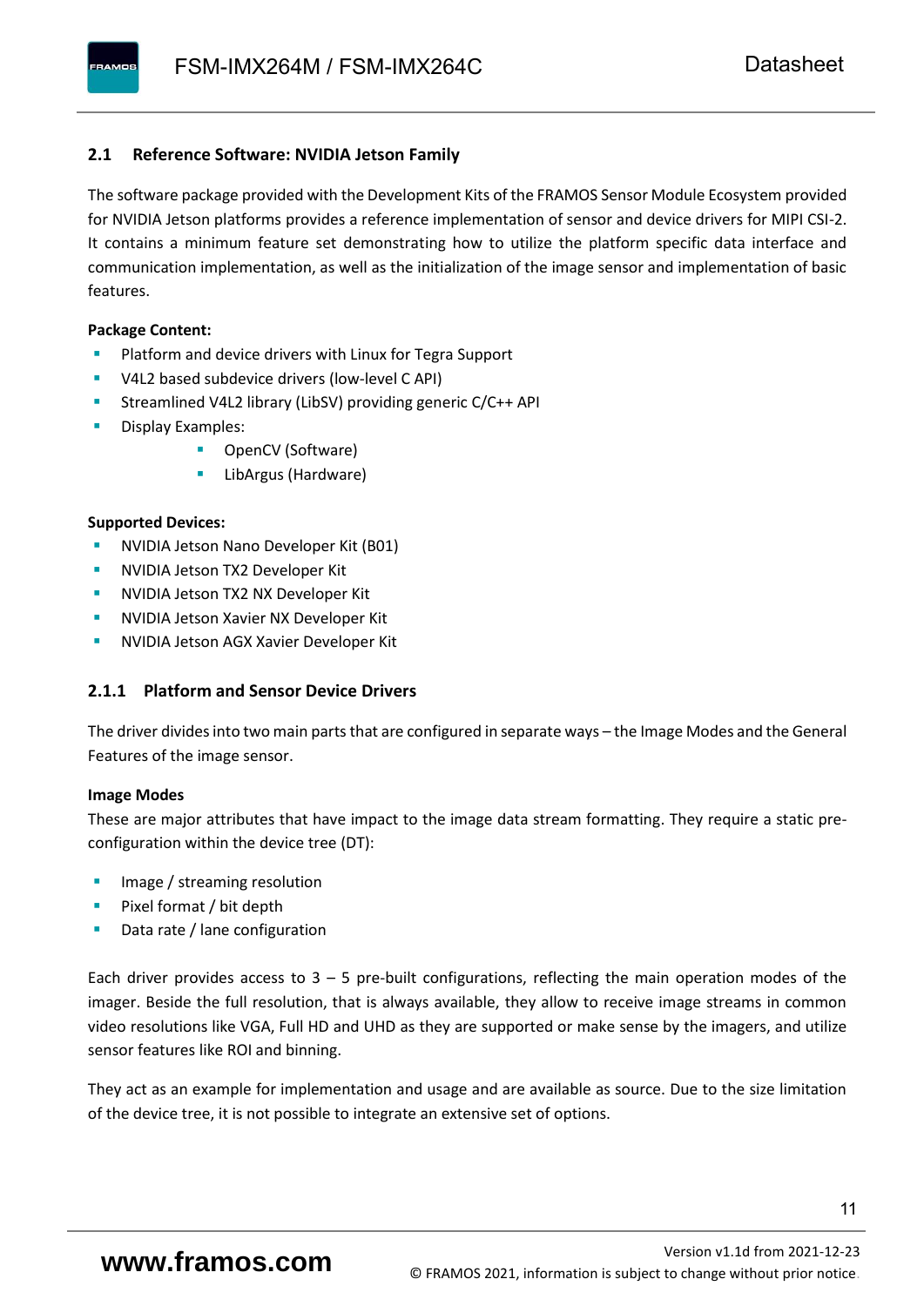## 2.1 Reference Software: NVIDIA Jetson Family

The software package provided with the Development Kits of the FRAMOS Sensor Module Ecosystem provided for NVIDIA Jetson platforms provides a reference implementation of sensor and device drivers for MIPI CSI-2. It contains a minimum feature set demonstrating how to utilize the platform specific data interface and communication implementation, as well as the initialization of the image sensor and implementation of basic features.

**Package Content:**

- Platform and device drivers with Linux for Tegra Support
- V4L2 based subdevice drivers (low-level C API)
- Streamlined V4L2 library (LibSV) providing generic C/C++ API
- Display Examples:
    - OpenCV (Software)
    - LibArgus (Hardware)

**Supported Devices:**

- NVIDIA Jetson Nano Developer Kit (B01)
- NVIDIA Jetson TX2 Developer Kit
- NVIDIA Jetson TX2 NX Developer Kit
- NVIDIA Jetson Xavier NX Developer Kit
- NVIDIA Jetson AGX Xavier Developer Kit

### 2.1.1 Platform and Sensor Device Drivers

The driver divides into two main parts that are configured in separate ways – the Image Modes and the General Features of the image sensor.

**Image Modes**

These are major attributes that have impact to the image data stream formatting. They require a static pre-configuration within the device tree (DT):

- Image / streaming resolution
- Pixel format / bit depth
- Data rate / lane configuration

Each driver provides access to 3 – 5 pre-built configurations, reflecting the main operation modes of the imager. Beside the full resolution, that is always available, they allow to receive image streams in common video resolutions like VGA, Full HD and UHD as they are supported or make sense by the imagers, and utilize sensor features like ROI and binning.

They act as an example for implementation and usage and are available as source. Due to the size limitation of the device tree, it is not possible to integrate an extensive set of options.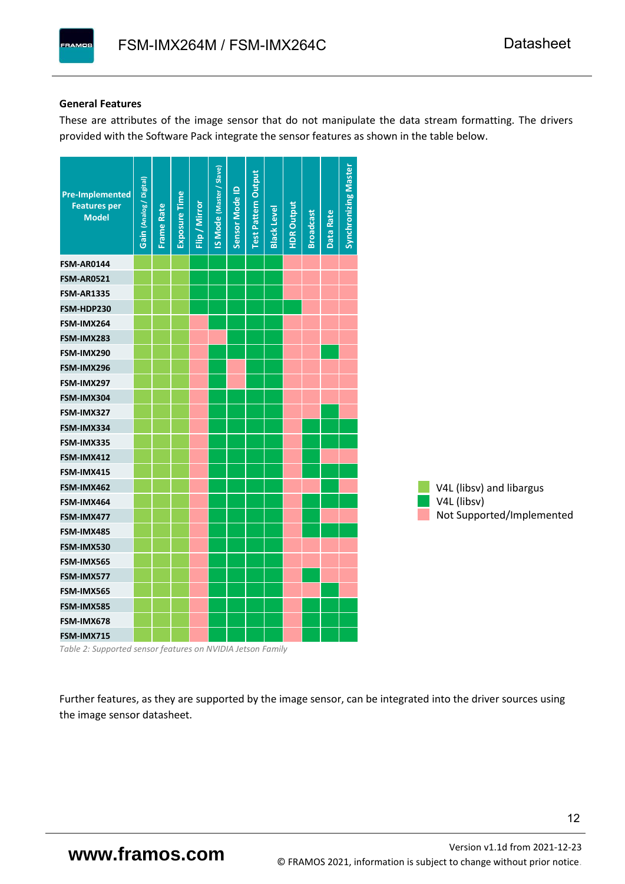**General Features**

These are attributes of the image sensor that do not manipulate the data stream formatting. The drivers provided with the Software Pack integrate the sensor features as shown in the table below.

| Pre-Implemented Features per Model | Gain (Analog / Digital) | Frame Rate | Exposure Time | Flip / Mirror | IS Mode (Master / Slave) | Sensor Mode ID | Test Pattern Output | Black Level | HDR Output | Broadcast | Data Rate | Synchronizing Master |
|---|---|---|---|---|---|---|---|---|---|---|---|---|
| FSM-AR0144 | A | A | A | B | B | B | B | B | N | N | N | N |
| FSM-AR0521 | A | A | A | B | B | B | B | B | N | N | N | N |
| FSM-AR1335 | A | A | A | B | B | B | B | B | N | N | N | N |
| FSM-HDP230 | A | A | A | B | B | B | B | B | B | N | N | N |
| FSM-IMX264 | A | A | A | N | B | B | B | B | N | N | N | N |
| FSM-IMX283 | A | A | A | N | N | B | B | B | N | N | N | N |
| FSM-IMX290 | A | A | A | N | B | B | B | B | N | N | B | N |
| FSM-IMX296 | A | A | A | N | B | N | B | B | N | N | N | N |
| FSM-IMX297 | A | A | A | N | B | N | B | B | N | N | N | N |
| FSM-IMX304 | A | A | A | N | B | B | B | B | N | N | N | N |
| FSM-IMX327 | A | A | A | N | B | B | B | B | N | N | B | N |
| FSM-IMX334 | A | A | A | N | B | B | B | B | N | B | B | B |
| FSM-IMX335 | A | A | A | N | B | B | B | B | N | B | B | B |
| FSM-IMX412 | A | A | A | N | B | B | B | B | N | B | N | N |
| FSM-IMX415 | A | A | A | N | B | B | B | B | N | B | B | B |
| FSM-IMX462 | A | A | A | N | B | B | B | B | N | N | B | N |
| FSM-IMX464 | A | A | A | N | B | B | B | B | N | B | B | B |
| FSM-IMX477 | A | A | A | N | B | B | B | B | N | B | N | N |
| FSM-IMX485 | A | A | A | N | B | B | B | B | N | B | B | B |
| FSM-IMX530 | A | A | A | N | B | B | B | B | N | N | N | N |
| FSM-IMX565 | A | A | A | N | B | B | B | B | N | N | N | N |
| FSM-IMX577 | A | A | A | N | B | B | B | B | N | B | N | N |
| FSM-IMX565 | A | A | A | N | B | B | B | B | N | N | B | N |
| FSM-IMX585 | A | A | A | N | B | B | B | B | N | B | B | B |
| FSM-IMX678 | A | A | A | N | B | B | B | B | N | B | B | B |
| FSM-IMX715 | A | A | A | N | B | B | B | B | N | B | B | B |

- A (light green): V4L (libsv) and libargus
- B (dark green): V4L (libsv)
- N (pink): Not Supported/Implemented

*Table 2: Supported sensor features on NVIDIA Jetson Family*

Further features, as they are supported by the image sensor, can be integrated into the driver sources using the image sensor datasheet.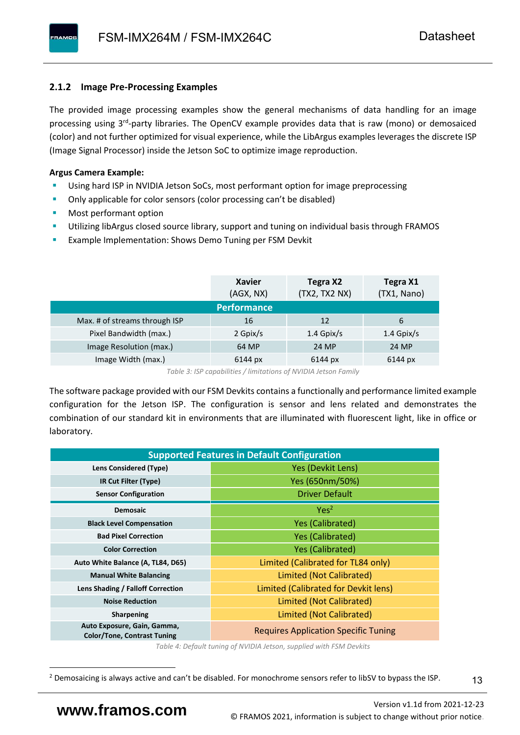### 2.1.2 Image Pre-Processing Examples

The provided image processing examples show the general mechanisms of data handling for an image processing using 3rd-party libraries. The OpenCV example provides data that is raw (mono) or demosaiced (color) and not further optimized for visual experience, while the LibArgus examples leverages the discrete ISP (Image Signal Processor) inside the Jetson SoC to optimize image reproduction.

**Argus Camera Example:**

- Using hard ISP in NVIDIA Jetson SoCs, most performant option for image preprocessing
- Only applicable for color sensors (color processing can't be disabled)
- Most performant option
- Utilizing libArgus closed source library, support and tuning on individual basis through FRAMOS
- Example Implementation: Shows Demo Tuning per FSM Devkit

| | **Xavier** (AGX, NX) | **Tegra X2** (TX2, TX2 NX) | **Tegra X1** (TX1, Nano) |
|---|---|---|---|
| **Performance** | | | |
| Max. # of streams through ISP | 16 | 12 | 6 |
| Pixel Bandwidth (max.) | 2 Gpix/s | 1.4 Gpix/s | 1.4 Gpix/s |
| Image Resolution (max.) | 64 MP | 24 MP | 24 MP |
| Image Width (max.) | 6144 px | 6144 px | 6144 px |

*Table 3: ISP capabilities / limitations of NVIDIA Jetson Family*

The software package provided with our FSM Devkits contains a functionally and performance limited example configuration for the Jetson ISP. The configuration is sensor and lens related and demonstrates the combination of our standard kit in environments that are illuminated with fluorescent light, like in office or laboratory.

| **Supported Features in Default Configuration** | |
|---|---|
| **Lens Considered (Type)** | Yes (Devkit Lens) |
| **IR Cut Filter (Type)** | Yes (650nm/50%) |
| **Sensor Configuration** | Driver Default |
| **Demosaic** | Yes[2] |
| **Black Level Compensation** | Yes (Calibrated) |
| **Bad Pixel Correction** | Yes (Calibrated) |
| **Color Correction** | Yes (Calibrated) |
| **Auto White Balance (A, TL84, D65)** | Limited (Calibrated for TL84 only) |
| **Manual White Balancing** | Limited (Not Calibrated) |
| **Lens Shading / Falloff Correction** | Limited (Calibrated for Devkit lens) |
| **Noise Reduction** | Limited (Not Calibrated) |
| **Sharpening** | Limited (Not Calibrated) |
| **Auto Exposure, Gain, Gamma, Color/Tone, Contrast Tuning** | Requires Application Specific Tuning |

*Table 4: Default tuning of NVIDIA Jetson, supplied with FSM Devkits*

[2] Demosaicing is always active and can't be disabled. For monochrome sensors refer to libSV to bypass the ISP.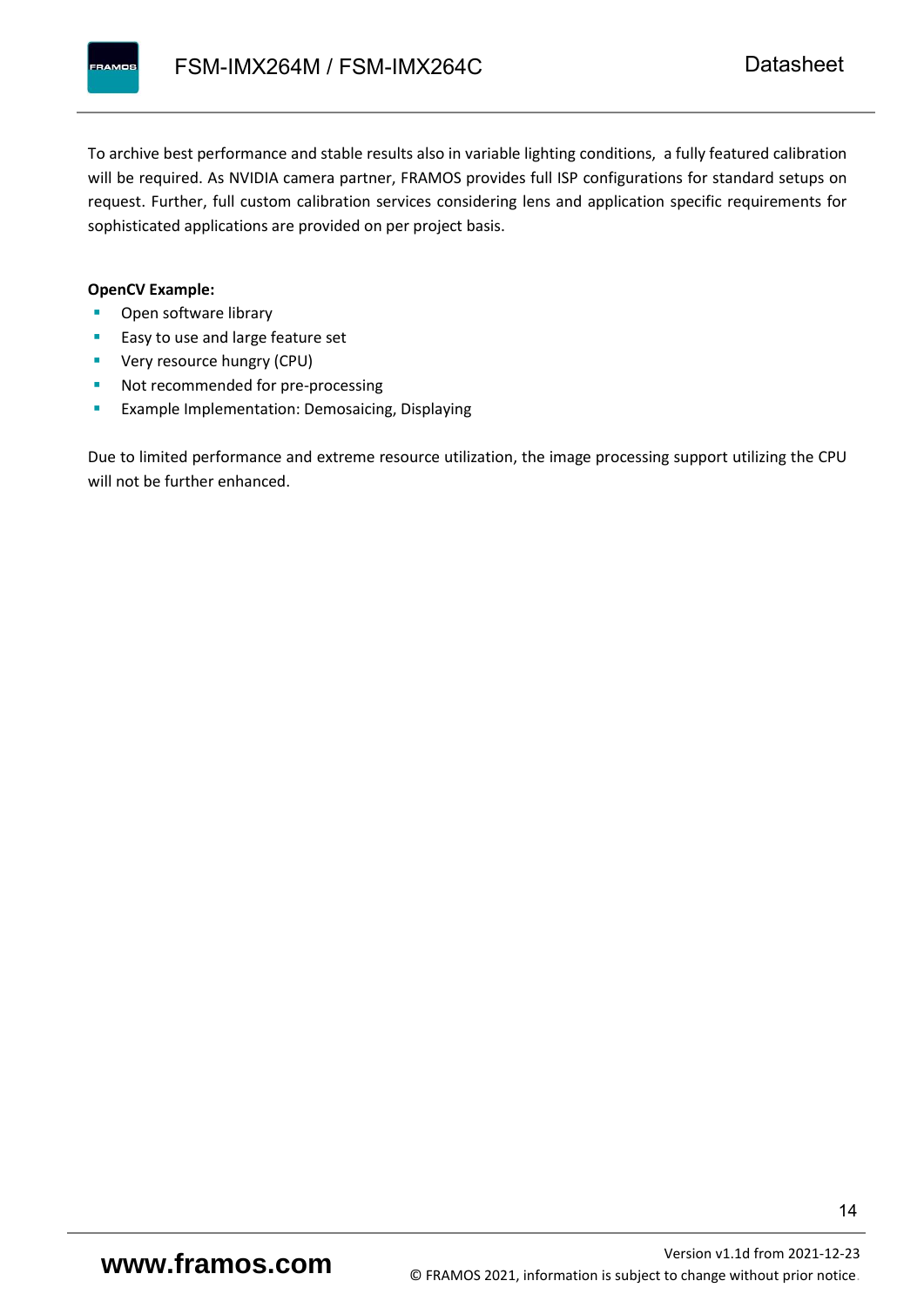To archive best performance and stable results also in variable lighting conditions,  a fully featured calibration will be required. As NVIDIA camera partner, FRAMOS provides full ISP configurations for standard setups on request. Further, full custom calibration services considering lens and application specific requirements for sophisticated applications are provided on per project basis.

**OpenCV Example:**

- Open software library
- Easy to use and large feature set
- Very resource hungry (CPU)
- Not recommended for pre-processing
- Example Implementation: Demosaicing, Displaying

Due to limited performance and extreme resource utilization, the image processing support utilizing the CPU will not be further enhanced.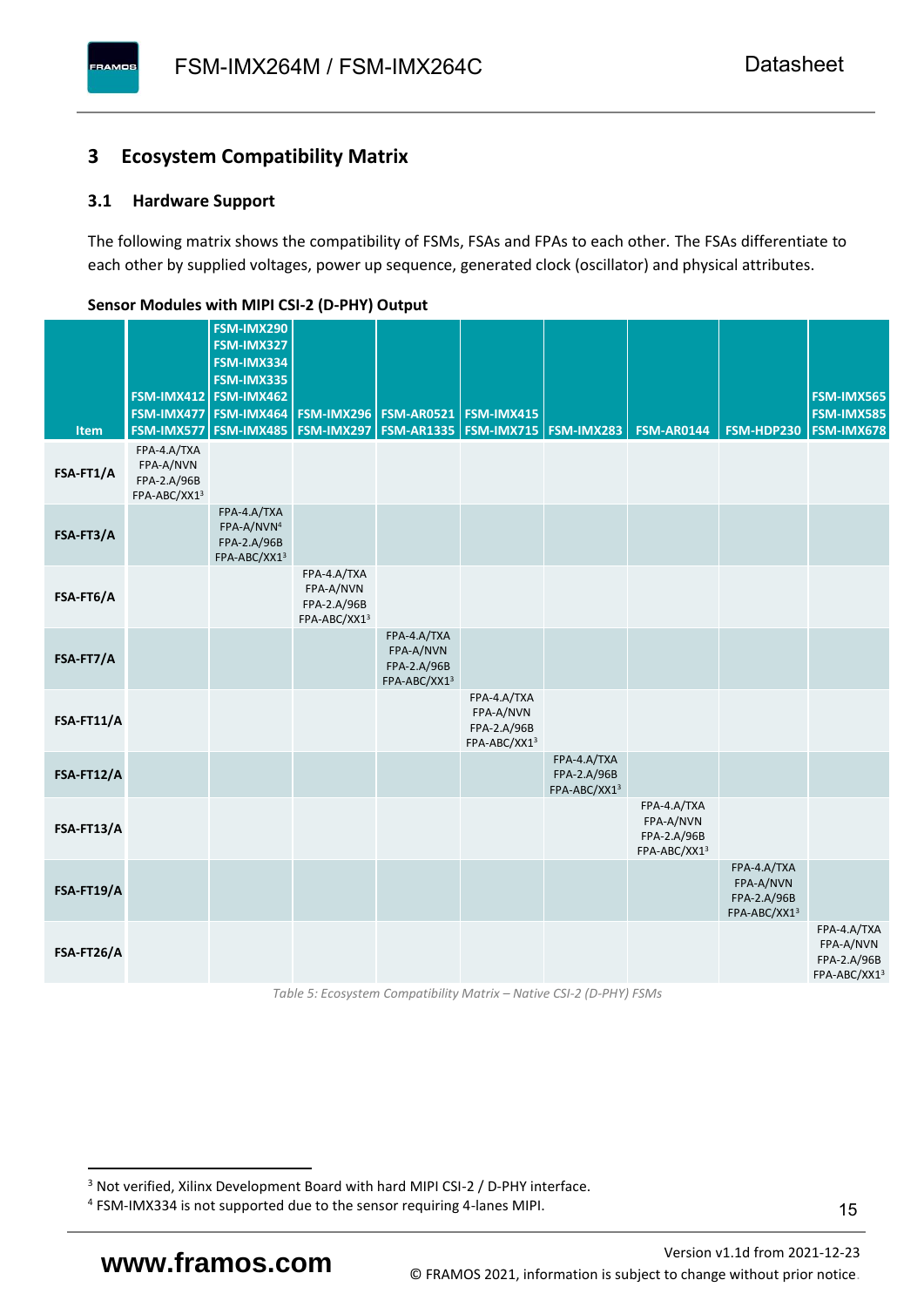## 3 Ecosystem Compatibility Matrix

### 3.1 Hardware Support

The following matrix shows the compatibility of FSMs, FSAs and FPAs to each other. The FSAs differentiate to each other by supplied voltages, power up sequence, generated clock (oscillator) and physical attributes.

**Sensor Modules with MIPI CSI-2 (D-PHY) Output**

| Item | FSM-IMX412 FSM-IMX477 FSM-IMX577 | FSM-IMX290 FSM-IMX327 FSM-IMX334 FSM-IMX335 FSM-IMX462 FSM-IMX464 FSM-IMX485 | FSM-IMX296 FSM-IMX297 | FSM-AR0521 FSM-AR1335 | FSM-IMX415 FSM-IMX715 | FSM-IMX283 | FSM-AR0144 | FSM-HDP230 | FSM-IMX565 FSM-IMX585 FSM-IMX678 |
|---|---|---|---|---|---|---|---|---|---|
| **FSA-FT1/A** | FPA-4.A/TXA FPA-A/NVN FPA-2.A/96B FPA-ABC/XX1[3] | | | | | | | | |
| **FSA-FT3/A** | | FPA-4.A/TXA FPA-A/NVN[4] FPA-2.A/96B FPA-ABC/XX1[3] | | | | | | | |
| **FSA-FT6/A** | | | FPA-4.A/TXA FPA-A/NVN FPA-2.A/96B FPA-ABC/XX1[3] | | | | | | |
| **FSA-FT7/A** | | | | FPA-4.A/TXA FPA-A/NVN FPA-2.A/96B FPA-ABC/XX1[3] | | | | | |
| **FSA-FT11/A** | | | | | FPA-4.A/TXA FPA-A/NVN FPA-2.A/96B FPA-ABC/XX1[3] | | | | |
| **FSA-FT12/A** | | | | | | FPA-4.A/TXA FPA-2.A/96B FPA-ABC/XX1[3] | | | |
| **FSA-FT13/A** | | | | | | | FPA-4.A/TXA FPA-A/NVN FPA-2.A/96B FPA-ABC/XX1[3] | | |
| **FSA-FT19/A** | | | | | | | | FPA-4.A/TXA FPA-A/NVN FPA-2.A/96B FPA-ABC/XX1[3] | |
| **FSA-FT26/A** | | | | | | | | | FPA-4.A/TXA FPA-A/NVN FPA-2.A/96B FPA-ABC/XX1[3] |

*Table 5: Ecosystem Compatibility Matrix – Native CSI-2 (D-PHY) FSMs*

[3] Not verified, Xilinx Development Board with hard MIPI CSI-2 / D-PHY interface.

[4] FSM-IMX334 is not supported due to the sensor requiring 4-lanes MIPI.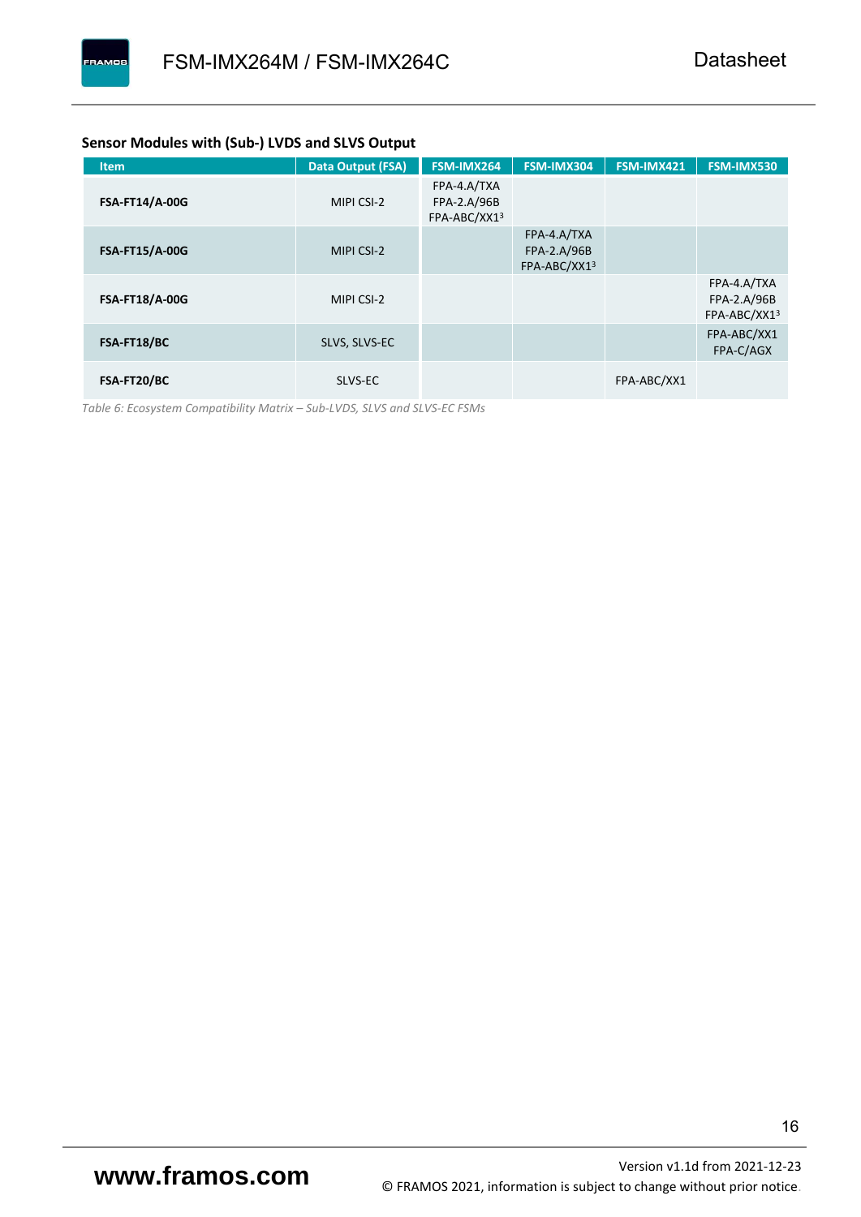### Sensor Modules with (Sub-) LVDS and SLVS Output

| Item | Data Output (FSA) | FSM-IMX264 | FSM-IMX304 | FSM-IMX421 | FSM-IMX530 |
|---|---|---|---|---|---|
| **FSA-FT14/A-00G** | MIPI CSI-2 | FPA-4.A/TXA<br>FPA-2.A/96B<br>FPA-ABC/XX1[3] | | | |
| **FSA-FT15/A-00G** | MIPI CSI-2 | | FPA-4.A/TXA<br>FPA-2.A/96B<br>FPA-ABC/XX1[3] | | |
| **FSA-FT18/A-00G** | MIPI CSI-2 | | | | FPA-4.A/TXA<br>FPA-2.A/96B<br>FPA-ABC/XX1[3] |
| **FSA-FT18/BC** | SLVS, SLVS-EC | | | | FPA-ABC/XX1<br>FPA-C/AGX |
| **FSA-FT20/BC** | SLVS-EC | | | FPA-ABC/XX1 | |

*Table 6: Ecosystem Compatibility Matrix – Sub-LVDS, SLVS and SLVS-EC FSMs*